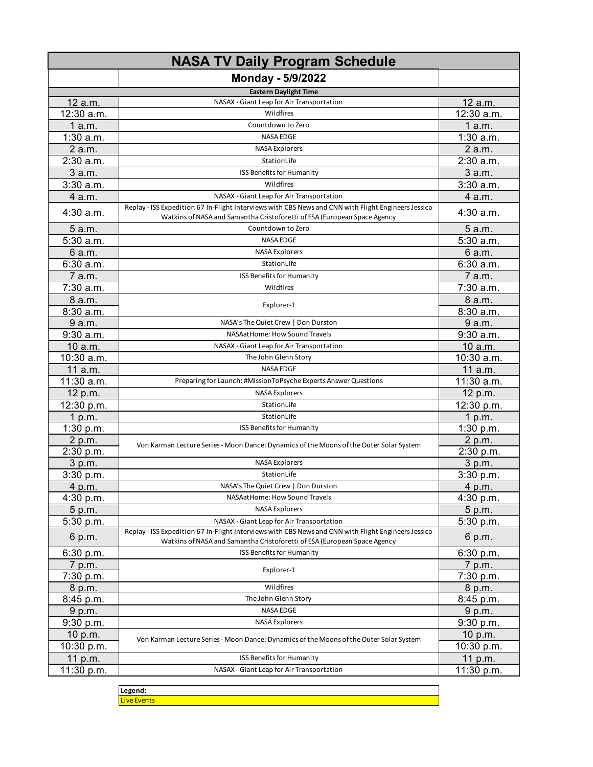# NASA TV Daily Program Schedule

## Monday - 5/9/2022

| Eastern Daylight Time | | |
|---|---|---|
| 12 a.m. | NASAX - Giant Leap for Air Transportation | 12 a.m. |
| 12:30 a.m. | Wildfires | 12:30 a.m. |
| 1 a.m. | Countdown to Zero | 1 a.m. |
| 1:30 a.m. | NASA EDGE | 1:30 a.m. |
| 2 a.m. | NASA Explorers | 2 a.m. |
| 2:30 a.m. | StationLife | 2:30 a.m. |
| 3 a.m. | ISS Benefits for Humanity | 3 a.m. |
| 3:30 a.m. | Wildfires | 3:30 a.m. |
| 4 a.m. | NASAX - Giant Leap for Air Transportation | 4 a.m. |
| 4:30 a.m. | Replay - ISS Expedition 67 In-Flight Interviews with CBS News and CNN with Flight Engineers Jessica Watkins of NASA and Samantha Cristoforetti of ESA (European Space Agency | 4:30 a.m. |
| 5 a.m. | Countdown to Zero | 5 a.m. |
| 5:30 a.m. | NASA EDGE | 5:30 a.m. |
| 6 a.m. | NASA Explorers | 6 a.m. |
| 6:30 a.m. | StationLife | 6:30 a.m. |
| 7 a.m. | ISS Benefits for Humanity | 7 a.m. |
| 7:30 a.m. | Wildfires | 7:30 a.m. |
| 8 a.m. | Explorer-1 | 8 a.m. |
| 8:30 a.m. | | 8:30 a.m. |
| 9 a.m. | NASA's The Quiet Crew \| Don Durston | 9 a.m. |
| 9:30 a.m. | NASAatHome: How Sound Travels | 9:30 a.m. |
| 10 a.m. | NASAX - Giant Leap for Air Transportation | 10 a.m. |
| 10:30 a.m. | The John Glenn Story | 10:30 a.m. |
| 11 a.m. | NASA EDGE | 11 a.m. |
| 11:30 a.m. | Preparing for Launch: #MissionToPsyche Experts Answer Questions | 11:30 a.m. |
| 12 p.m. | NASA Explorers | 12 p.m. |
| 12:30 p.m. | StationLife | 12:30 p.m. |
| 1 p.m. | StationLife | 1 p.m. |
| 1:30 p.m. | ISS Benefits for Humanity | 1:30 p.m. |
| 2 p.m. | Von Karman Lecture Series - Moon Dance: Dynamics of the Moons of the Outer Solar System | 2 p.m. |
| 2:30 p.m. | | 2:30 p.m. |
| 3 p.m. | NASA Explorers | 3 p.m. |
| 3:30 p.m. | StationLife | 3:30 p.m. |
| 4 p.m. | NASA's The Quiet Crew \| Don Durston | 4 p.m. |
| 4:30 p.m. | NASAatHome: How Sound Travels | 4:30 p.m. |
| 5 p.m. | NASA Explorers | 5 p.m. |
| 5:30 p.m. | NASAX - Giant Leap for Air Transportation | 5:30 p.m. |
| 6 p.m. | Replay - ISS Expedition 67 In-Flight Interviews with CBS News and CNN with Flight Engineers Jessica Watkins of NASA and Samantha Cristoforetti of ESA (European Space Agency | 6 p.m. |
| 6:30 p.m. | ISS Benefits for Humanity | 6:30 p.m. |
| 7 p.m. | Explorer-1 | 7 p.m. |
| 7:30 p.m. | | 7:30 p.m. |
| 8 p.m. | Wildfires | 8 p.m. |
| 8:45 p.m. | The John Glenn Story | 8:45 p.m. |
| 9 p.m. | NASA EDGE | 9 p.m. |
| 9:30 p.m. | NASA Explorers | 9:30 p.m. |
| 10 p.m. | Von Karman Lecture Series - Moon Dance: Dynamics of the Moons of the Outer Solar System | 10 p.m. |
| 10:30 p.m. | | 10:30 p.m. |
| 11 p.m. | ISS Benefits for Humanity | 11 p.m. |
| 11:30 p.m. | NASAX - Giant Leap for Air Transportation | 11:30 p.m. |

**Legend:**
Live Events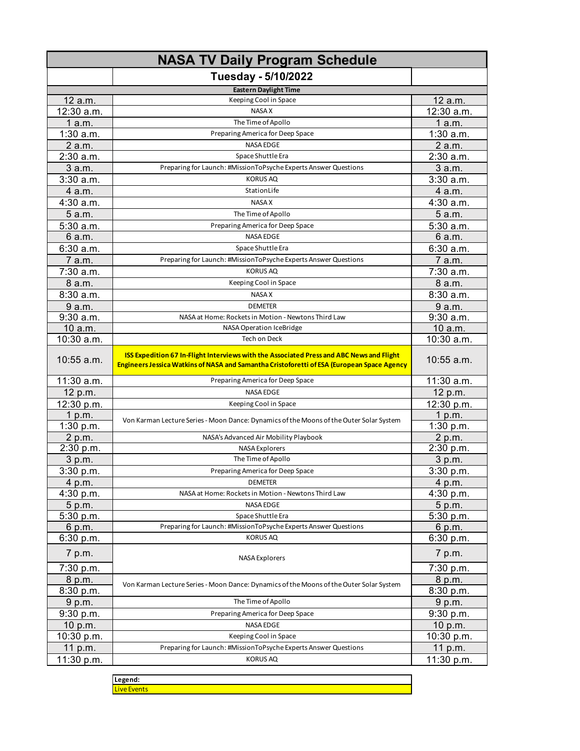# NASA TV Daily Program Schedule

## Tuesday - 5/10/2022

| Eastern Daylight Time | | |
|---|---|---|
| 12 a.m. | Keeping Cool in Space | 12 a.m. |
| 12:30 a.m. | NASA X | 12:30 a.m. |
| 1 a.m. | The Time of Apollo | 1 a.m. |
| 1:30 a.m. | Preparing America for Deep Space | 1:30 a.m. |
| 2 a.m. | NASA EDGE | 2 a.m. |
| 2:30 a.m. | Space Shuttle Era | 2:30 a.m. |
| 3 a.m. | Preparing for Launch: #MissionToPsyche Experts Answer Questions | 3 a.m. |
| 3:30 a.m. | KORUS AQ | 3:30 a.m. |
| 4 a.m. | StationLife | 4 a.m. |
| 4:30 a.m. | NASA X | 4:30 a.m. |
| 5 a.m. | The Time of Apollo | 5 a.m. |
| 5:30 a.m. | Preparing America for Deep Space | 5:30 a.m. |
| 6 a.m. | NASA EDGE | 6 a.m. |
| 6:30 a.m. | Space Shuttle Era | 6:30 a.m. |
| 7 a.m. | Preparing for Launch: #MissionToPsyche Experts Answer Questions | 7 a.m. |
| 7:30 a.m. | KORUS AQ | 7:30 a.m. |
| 8 a.m. | Keeping Cool in Space | 8 a.m. |
| 8:30 a.m. | NASA X | 8:30 a.m. |
| 9 a.m. | DEMETER | 9 a.m. |
| 9:30 a.m. | NASA at Home: Rockets in Motion - Newtons Third Law | 9:30 a.m. |
| 10 a.m. | NASA Operation IceBridge | 10 a.m. |
| 10:30 a.m. | Tech on Deck | 10:30 a.m. |
| 10:55 a.m. | **ISS Expedition 67 In-Flight Interviews with the Associated Press and ABC News and Flight Engineers Jessica Watkins of NASA and Samantha Cristoforetti of ESA (European Space Agency** | 10:55 a.m. |
| 11:30 a.m. | Preparing America for Deep Space | 11:30 a.m. |
| 12 p.m. | NASA EDGE | 12 p.m. |
| 12:30 p.m. | Keeping Cool in Space | 12:30 p.m. |
| 1 p.m. | Von Karman Lecture Series - Moon Dance: Dynamics of the Moons of the Outer Solar System | 1 p.m. |
| 1:30 p.m. | | 1:30 p.m. |
| 2 p.m. | NASA's Advanced Air Mobility Playbook | 2 p.m. |
| 2:30 p.m. | NASA Explorers | 2:30 p.m. |
| 3 p.m. | The Time of Apollo | 3 p.m. |
| 3:30 p.m. | Preparing America for Deep Space | 3:30 p.m. |
| 4 p.m. | DEMETER | 4 p.m. |
| 4:30 p.m. | NASA at Home: Rockets in Motion - Newtons Third Law | 4:30 p.m. |
| 5 p.m. | NASA EDGE | 5 p.m. |
| 5:30 p.m. | Space Shuttle Era | 5:30 p.m. |
| 6 p.m. | Preparing for Launch: #MissionToPsyche Experts Answer Questions | 6 p.m. |
| 6:30 p.m. | KORUS AQ | 6:30 p.m. |
| 7 p.m. | NASA Explorers | 7 p.m. |
| 7:30 p.m. | | 7:30 p.m. |
| 8 p.m. | Von Karman Lecture Series - Moon Dance: Dynamics of the Moons of the Outer Solar System | 8 p.m. |
| 8:30 p.m. | | 8:30 p.m. |
| 9 p.m. | The Time of Apollo | 9 p.m. |
| 9:30 p.m. | Preparing America for Deep Space | 9:30 p.m. |
| 10 p.m. | NASA EDGE | 10 p.m. |
| 10:30 p.m. | Keeping Cool in Space | 10:30 p.m. |
| 11 p.m. | Preparing for Launch: #MissionToPsyche Experts Answer Questions | 11 p.m. |
| 11:30 p.m. | KORUS AQ | 11:30 p.m. |

**Legend:**
Live Events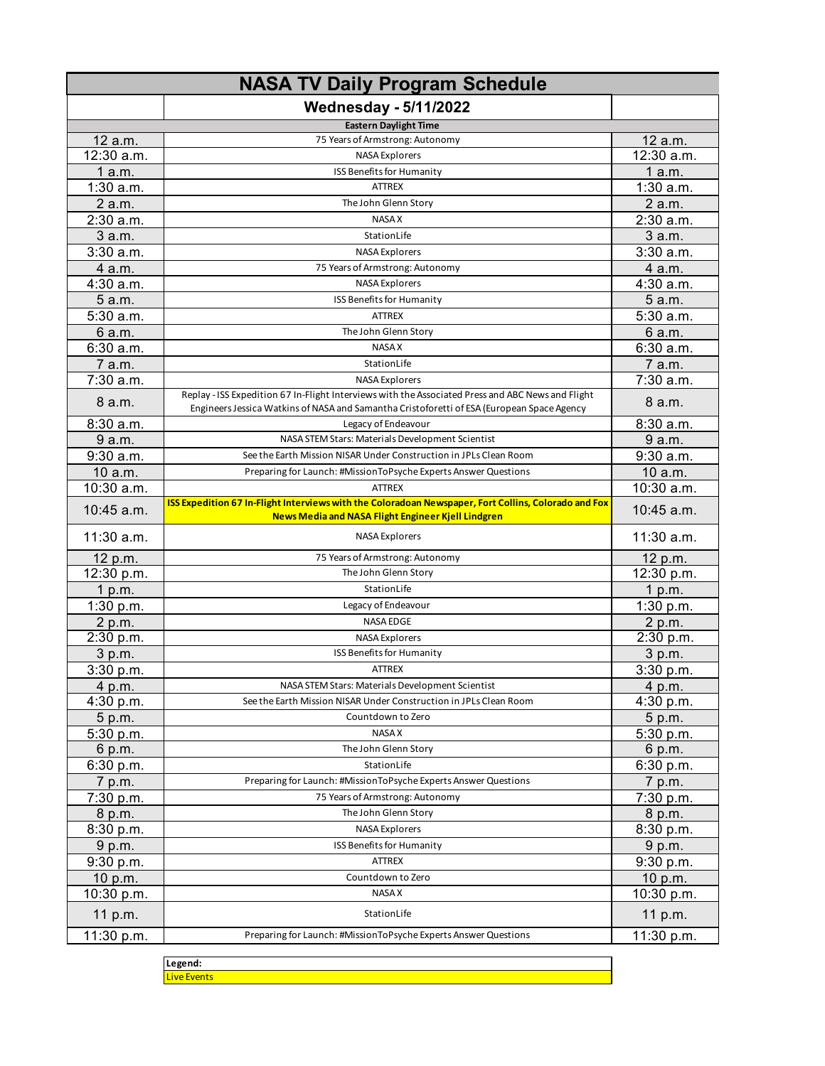# NASA TV Daily Program Schedule

## Wednesday - 5/11/2022

**Eastern Daylight Time**

| Time | Program | Time |
|---|---|---|
| 12 a.m. | 75 Years of Armstrong: Autonomy | 12 a.m. |
| 12:30 a.m. | NASA Explorers | 12:30 a.m. |
| 1 a.m. | ISS Benefits for Humanity | 1 a.m. |
| 1:30 a.m. | ATTREX | 1:30 a.m. |
| 2 a.m. | The John Glenn Story | 2 a.m. |
| 2:30 a.m. | NASA X | 2:30 a.m. |
| 3 a.m. | StationLife | 3 a.m. |
| 3:30 a.m. | NASA Explorers | 3:30 a.m. |
| 4 a.m. | 75 Years of Armstrong: Autonomy | 4 a.m. |
| 4:30 a.m. | NASA Explorers | 4:30 a.m. |
| 5 a.m. | ISS Benefits for Humanity | 5 a.m. |
| 5:30 a.m. | ATTREX | 5:30 a.m. |
| 6 a.m. | The John Glenn Story | 6 a.m. |
| 6:30 a.m. | NASA X | 6:30 a.m. |
| 7 a.m. | StationLife | 7 a.m. |
| 7:30 a.m. | NASA Explorers | 7:30 a.m. |
| 8 a.m. | Replay - ISS Expedition 67 In-Flight Interviews with the Associated Press and ABC News and Flight Engineers Jessica Watkins of NASA and Samantha Cristoforetti of ESA (European Space Agency | 8 a.m. |
| 8:30 a.m. | Legacy of Endeavour | 8:30 a.m. |
| 9 a.m. | NASA STEM Stars: Materials Development Scientist | 9 a.m. |
| 9:30 a.m. | See the Earth Mission NISAR Under Construction in JPLs Clean Room | 9:30 a.m. |
| 10 a.m. | Preparing for Launch: #MissionToPsyche Experts Answer Questions | 10 a.m. |
| 10:30 a.m. | ATTREX | 10:30 a.m. |
| 10:45 a.m. | **ISS Expedition 67 In-Flight Interviews with the Coloradoan Newspaper, Fort Collins, Colorado and Fox News Media and NASA Flight Engineer Kjell Lindgren** | 10:45 a.m. |
| 11:30 a.m. | NASA Explorers | 11:30 a.m. |
| 12 p.m. | 75 Years of Armstrong: Autonomy | 12 p.m. |
| 12:30 p.m. | The John Glenn Story | 12:30 p.m. |
| 1 p.m. | StationLife | 1 p.m. |
| 1:30 p.m. | Legacy of Endeavour | 1:30 p.m. |
| 2 p.m. | NASA EDGE | 2 p.m. |
| 2:30 p.m. | NASA Explorers | 2:30 p.m. |
| 3 p.m. | ISS Benefits for Humanity | 3 p.m. |
| 3:30 p.m. | ATTREX | 3:30 p.m. |
| 4 p.m. | NASA STEM Stars: Materials Development Scientist | 4 p.m. |
| 4:30 p.m. | See the Earth Mission NISAR Under Construction in JPLs Clean Room | 4:30 p.m. |
| 5 p.m. | Countdown to Zero | 5 p.m. |
| 5:30 p.m. | NASA X | 5:30 p.m. |
| 6 p.m. | The John Glenn Story | 6 p.m. |
| 6:30 p.m. | StationLife | 6:30 p.m. |
| 7 p.m. | Preparing for Launch: #MissionToPsyche Experts Answer Questions | 7 p.m. |
| 7:30 p.m. | 75 Years of Armstrong: Autonomy | 7:30 p.m. |
| 8 p.m. | The John Glenn Story | 8 p.m. |
| 8:30 p.m. | NASA Explorers | 8:30 p.m. |
| 9 p.m. | ISS Benefits for Humanity | 9 p.m. |
| 9:30 p.m. | ATTREX | 9:30 p.m. |
| 10 p.m. | Countdown to Zero | 10 p.m. |
| 10:30 p.m. | NASA X | 10:30 p.m. |
| 11 p.m. | StationLife | 11 p.m. |
| 11:30 p.m. | Preparing for Launch: #MissionToPsyche Experts Answer Questions | 11:30 p.m. |

**Legend:**

Live Events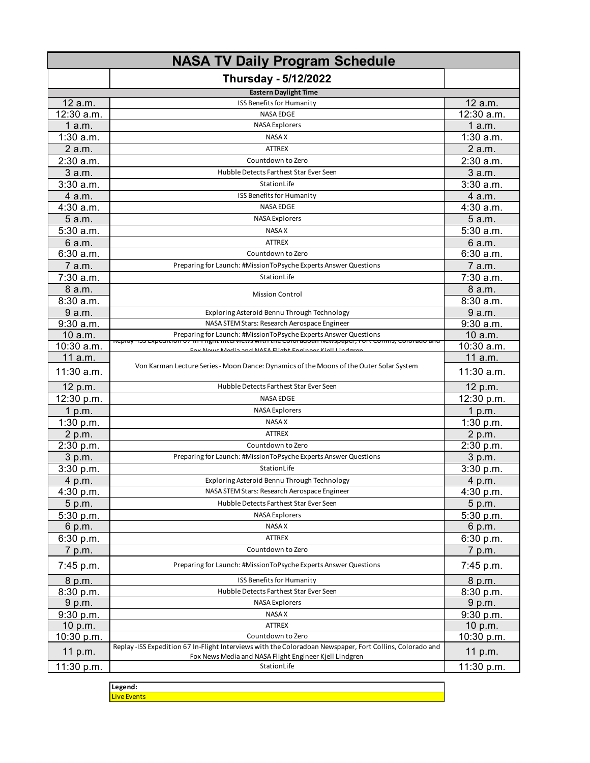| NASA TV Daily Program Schedule | | |
|---|---|---|
| | **Thursday - 5/12/2022** | |
| | **Eastern Daylight Time** | |
| 12 a.m. | ISS Benefits for Humanity | 12 a.m. |
| 12:30 a.m. | NASA EDGE | 12:30 a.m. |
| 1 a.m. | NASA Explorers | 1 a.m. |
| 1:30 a.m. | NASA X | 1:30 a.m. |
| 2 a.m. | ATTREX | 2 a.m. |
| 2:30 a.m. | Countdown to Zero | 2:30 a.m. |
| 3 a.m. | Hubble Detects Farthest Star Ever Seen | 3 a.m. |
| 3:30 a.m. | StationLife | 3:30 a.m. |
| 4 a.m. | ISS Benefits for Humanity | 4 a.m. |
| 4:30 a.m. | NASA EDGE | 4:30 a.m. |
| 5 a.m. | NASA Explorers | 5 a.m. |
| 5:30 a.m. | NASA X | 5:30 a.m. |
| 6 a.m. | ATTREX | 6 a.m. |
| 6:30 a.m. | Countdown to Zero | 6:30 a.m. |
| 7 a.m. | Preparing for Launch: #MissionToPsyche Experts Answer Questions | 7 a.m. |
| 7:30 a.m. | StationLife | 7:30 a.m. |
| 8 a.m. | Mission Control | 8 a.m. |
| 8:30 a.m. | | 8:30 a.m. |
| 9 a.m. | Exploring Asteroid Bennu Through Technology | 9 a.m. |
| 9:30 a.m. | NASA STEM Stars: Research Aerospace Engineer | 9:30 a.m. |
| 10 a.m. | Preparing for Launch: #MissionToPsyche Experts Answer Questions | 10 a.m. |
| 10:30 a.m. | Replay -ISS Expedition 67 In-Flight Interviews with the Coloradoan Newspaper, Fort Collins, Colorado and Fox News Media and NASA Flight Engineer Kjell Lindgren | 10:30 a.m. |
| 11 a.m. | Von Karman Lecture Series - Moon Dance: Dynamics of the Moons of the Outer Solar System | 11 a.m. |
| 11:30 a.m. | | 11:30 a.m. |
| 12 p.m. | Hubble Detects Farthest Star Ever Seen | 12 p.m. |
| 12:30 p.m. | NASA EDGE | 12:30 p.m. |
| 1 p.m. | NASA Explorers | 1 p.m. |
| 1:30 p.m. | NASA X | 1:30 p.m. |
| 2 p.m. | ATTREX | 2 p.m. |
| 2:30 p.m. | Countdown to Zero | 2:30 p.m. |
| 3 p.m. | Preparing for Launch: #MissionToPsyche Experts Answer Questions | 3 p.m. |
| 3:30 p.m. | StationLife | 3:30 p.m. |
| 4 p.m. | Exploring Asteroid Bennu Through Technology | 4 p.m. |
| 4:30 p.m. | NASA STEM Stars: Research Aerospace Engineer | 4:30 p.m. |
| 5 p.m. | Hubble Detects Farthest Star Ever Seen | 5 p.m. |
| 5:30 p.m. | NASA Explorers | 5:30 p.m. |
| 6 p.m. | NASA X | 6 p.m. |
| 6:30 p.m. | ATTREX | 6:30 p.m. |
| 7 p.m. | Countdown to Zero | 7 p.m. |
| 7:45 p.m. | Preparing for Launch: #MissionToPsyche Experts Answer Questions | 7:45 p.m. |
| 8 p.m. | ISS Benefits for Humanity | 8 p.m. |
| 8:30 p.m. | Hubble Detects Farthest Star Ever Seen | 8:30 p.m. |
| 9 p.m. | NASA Explorers | 9 p.m. |
| 9:30 p.m. | NASA X | 9:30 p.m. |
| 10 p.m. | ATTREX | 10 p.m. |
| 10:30 p.m. | Countdown to Zero | 10:30 p.m. |
| 11 p.m. | Replay -ISS Expedition 67 In-Flight Interviews with the Coloradoan Newspaper, Fort Collins, Colorado and Fox News Media and NASA Flight Engineer Kjell Lindgren | 11 p.m. |
| 11:30 p.m. | StationLife | 11:30 p.m. |

**Legend:**
Live Events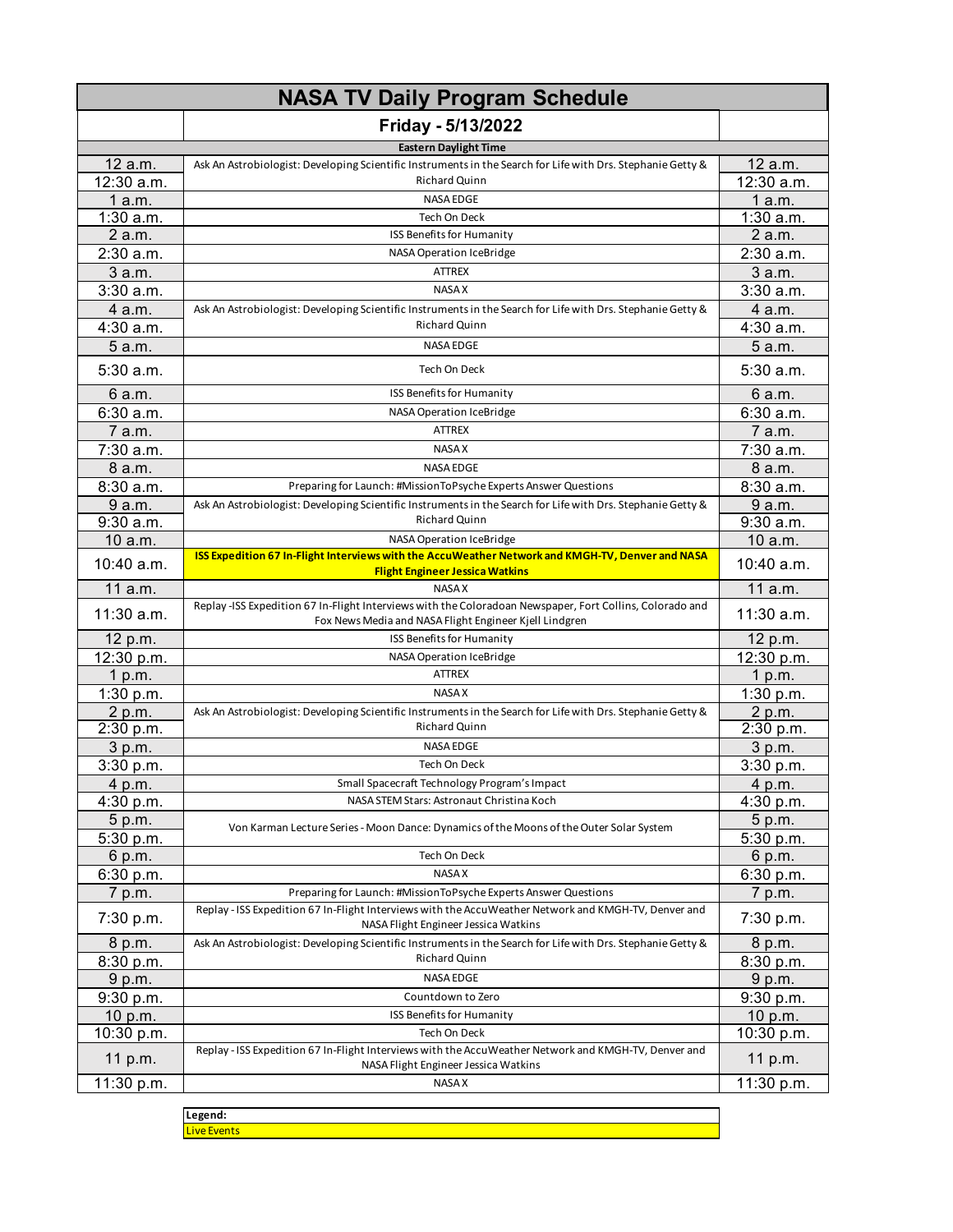# NASA TV Daily Program Schedule

## Friday - 5/13/2022

**Eastern Daylight Time**

| Time | Program | Time |
|---|---|---|
| 12 a.m. | Ask An Astrobiologist: Developing Scientific Instruments in the Search for Life with Drs. Stephanie Getty & Richard Quinn | 12 a.m. |
| 12:30 a.m. | | 12:30 a.m. |
| 1 a.m. | NASA EDGE | 1 a.m. |
| 1:30 a.m. | Tech On Deck | 1:30 a.m. |
| 2 a.m. | ISS Benefits for Humanity | 2 a.m. |
| 2:30 a.m. | NASA Operation IceBridge | 2:30 a.m. |
| 3 a.m. | ATTREX | 3 a.m. |
| 3:30 a.m. | NASA X | 3:30 a.m. |
| 4 a.m. | Ask An Astrobiologist: Developing Scientific Instruments in the Search for Life with Drs. Stephanie Getty & Richard Quinn | 4 a.m. |
| 4:30 a.m. | | 4:30 a.m. |
| 5 a.m. | NASA EDGE | 5 a.m. |
| 5:30 a.m. | Tech On Deck | 5:30 a.m. |
| 6 a.m. | ISS Benefits for Humanity | 6 a.m. |
| 6:30 a.m. | NASA Operation IceBridge | 6:30 a.m. |
| 7 a.m. | ATTREX | 7 a.m. |
| 7:30 a.m. | NASA X | 7:30 a.m. |
| 8 a.m. | NASA EDGE | 8 a.m. |
| 8:30 a.m. | Preparing for Launch: #MissionToPsyche Experts Answer Questions | 8:30 a.m. |
| 9 a.m. | Ask An Astrobiologist: Developing Scientific Instruments in the Search for Life with Drs. Stephanie Getty & Richard Quinn | 9 a.m. |
| 9:30 a.m. | | 9:30 a.m. |
| 10 a.m. | NASA Operation IceBridge | 10 a.m. |
| 10:40 a.m. | **ISS Expedition 67 In-Flight Interviews with the AccuWeather Network and KMGH-TV, Denver and NASA Flight Engineer Jessica Watkins** | 10:40 a.m. |
| 11 a.m. | NASA X | 11 a.m. |
| 11:30 a.m. | Replay -ISS Expedition 67 In-Flight Interviews with the Coloradoan Newspaper, Fort Collins, Colorado and Fox News Media and NASA Flight Engineer Kjell Lindgren | 11:30 a.m. |
| 12 p.m. | ISS Benefits for Humanity | 12 p.m. |
| 12:30 p.m. | NASA Operation IceBridge | 12:30 p.m. |
| 1 p.m. | ATTREX | 1 p.m. |
| 1:30 p.m. | NASA X | 1:30 p.m. |
| 2 p.m. | Ask An Astrobiologist: Developing Scientific Instruments in the Search for Life with Drs. Stephanie Getty & Richard Quinn | 2 p.m. |
| 2:30 p.m. | | 2:30 p.m. |
| 3 p.m. | NASA EDGE | 3 p.m. |
| 3:30 p.m. | Tech On Deck | 3:30 p.m. |
| 4 p.m. | Small Spacecraft Technology Program's Impact | 4 p.m. |
| 4:30 p.m. | NASA STEM Stars: Astronaut Christina Koch | 4:30 p.m. |
| 5 p.m. | Von Karman Lecture Series - Moon Dance: Dynamics of the Moons of the Outer Solar System | 5 p.m. |
| 5:30 p.m. | | 5:30 p.m. |
| 6 p.m. | Tech On Deck | 6 p.m. |
| 6:30 p.m. | NASA X | 6:30 p.m. |
| 7 p.m. | Preparing for Launch: #MissionToPsyche Experts Answer Questions | 7 p.m. |
| 7:30 p.m. | Replay - ISS Expedition 67 In-Flight Interviews with the AccuWeather Network and KMGH-TV, Denver and NASA Flight Engineer Jessica Watkins | 7:30 p.m. |
| 8 p.m. | Ask An Astrobiologist: Developing Scientific Instruments in the Search for Life with Drs. Stephanie Getty & Richard Quinn | 8 p.m. |
| 8:30 p.m. | | 8:30 p.m. |
| 9 p.m. | NASA EDGE | 9 p.m. |
| 9:30 p.m. | Countdown to Zero | 9:30 p.m. |
| 10 p.m. | ISS Benefits for Humanity | 10 p.m. |
| 10:30 p.m. | Tech On Deck | 10:30 p.m. |
| 11 p.m. | Replay - ISS Expedition 67 In-Flight Interviews with the AccuWeather Network and KMGH-TV, Denver and NASA Flight Engineer Jessica Watkins | 11 p.m. |
| 11:30 p.m. | NASA X | 11:30 p.m. |

**Legend:**
Live Events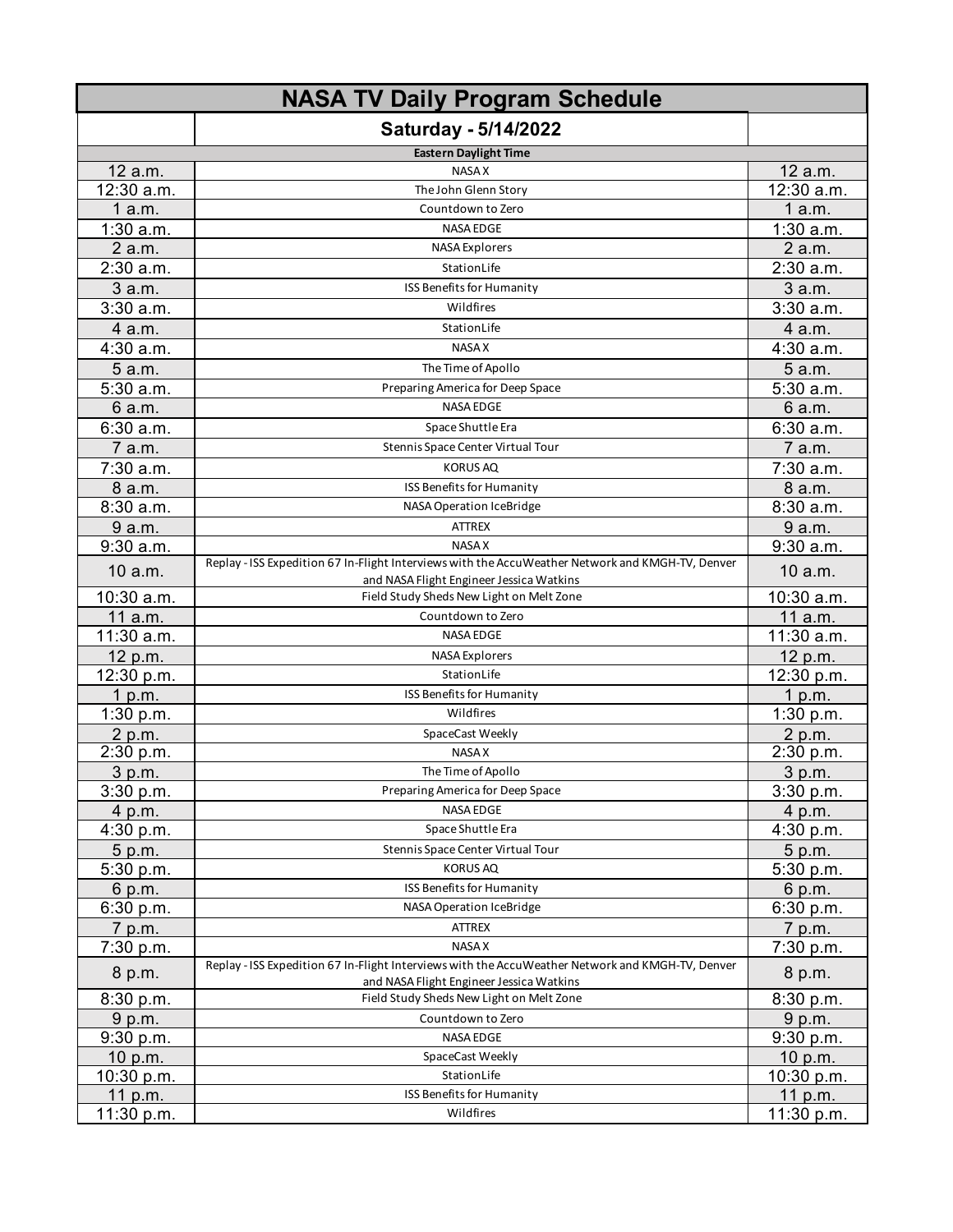# NASA TV Daily Program Schedule

## Saturday - 5/14/2022

| Eastern Daylight Time | | |
|---|---|---|
| 12 a.m. | NASA X | 12 a.m. |
| 12:30 a.m. | The John Glenn Story | 12:30 a.m. |
| 1 a.m. | Countdown to Zero | 1 a.m. |
| 1:30 a.m. | NASA EDGE | 1:30 a.m. |
| 2 a.m. | NASA Explorers | 2 a.m. |
| 2:30 a.m. | StationLife | 2:30 a.m. |
| 3 a.m. | ISS Benefits for Humanity | 3 a.m. |
| 3:30 a.m. | Wildfires | 3:30 a.m. |
| 4 a.m. | StationLife | 4 a.m. |
| 4:30 a.m. | NASA X | 4:30 a.m. |
| 5 a.m. | The Time of Apollo | 5 a.m. |
| 5:30 a.m. | Preparing America for Deep Space | 5:30 a.m. |
| 6 a.m. | NASA EDGE | 6 a.m. |
| 6:30 a.m. | Space Shuttle Era | 6:30 a.m. |
| 7 a.m. | Stennis Space Center Virtual Tour | 7 a.m. |
| 7:30 a.m. | KORUS AQ | 7:30 a.m. |
| 8 a.m. | ISS Benefits for Humanity | 8 a.m. |
| 8:30 a.m. | NASA Operation IceBridge | 8:30 a.m. |
| 9 a.m. | ATTREX | 9 a.m. |
| 9:30 a.m. | NASA X | 9:30 a.m. |
| 10 a.m. | Replay - ISS Expedition 67 In-Flight Interviews with the AccuWeather Network and KMGH-TV, Denver and NASA Flight Engineer Jessica Watkins | 10 a.m. |
| 10:30 a.m. | Field Study Sheds New Light on Melt Zone | 10:30 a.m. |
| 11 a.m. | Countdown to Zero | 11 a.m. |
| 11:30 a.m. | NASA EDGE | 11:30 a.m. |
| 12 p.m. | NASA Explorers | 12 p.m. |
| 12:30 p.m. | StationLife | 12:30 p.m. |
| 1 p.m. | ISS Benefits for Humanity | 1 p.m. |
| 1:30 p.m. | Wildfires | 1:30 p.m. |
| 2 p.m. | SpaceCast Weekly | 2 p.m. |
| 2:30 p.m. | NASA X | 2:30 p.m. |
| 3 p.m. | The Time of Apollo | 3 p.m. |
| 3:30 p.m. | Preparing America for Deep Space | 3:30 p.m. |
| 4 p.m. | NASA EDGE | 4 p.m. |
| 4:30 p.m. | Space Shuttle Era | 4:30 p.m. |
| 5 p.m. | Stennis Space Center Virtual Tour | 5 p.m. |
| 5:30 p.m. | KORUS AQ | 5:30 p.m. |
| 6 p.m. | ISS Benefits for Humanity | 6 p.m. |
| 6:30 p.m. | NASA Operation IceBridge | 6:30 p.m. |
| 7 p.m. | ATTREX | 7 p.m. |
| 7:30 p.m. | NASA X | 7:30 p.m. |
| 8 p.m. | Replay - ISS Expedition 67 In-Flight Interviews with the AccuWeather Network and KMGH-TV, Denver and NASA Flight Engineer Jessica Watkins | 8 p.m. |
| 8:30 p.m. | Field Study Sheds New Light on Melt Zone | 8:30 p.m. |
| 9 p.m. | Countdown to Zero | 9 p.m. |
| 9:30 p.m. | NASA EDGE | 9:30 p.m. |
| 10 p.m. | SpaceCast Weekly | 10 p.m. |
| 10:30 p.m. | StationLife | 10:30 p.m. |
| 11 p.m. | ISS Benefits for Humanity | 11 p.m. |
| 11:30 p.m. | Wildfires | 11:30 p.m. |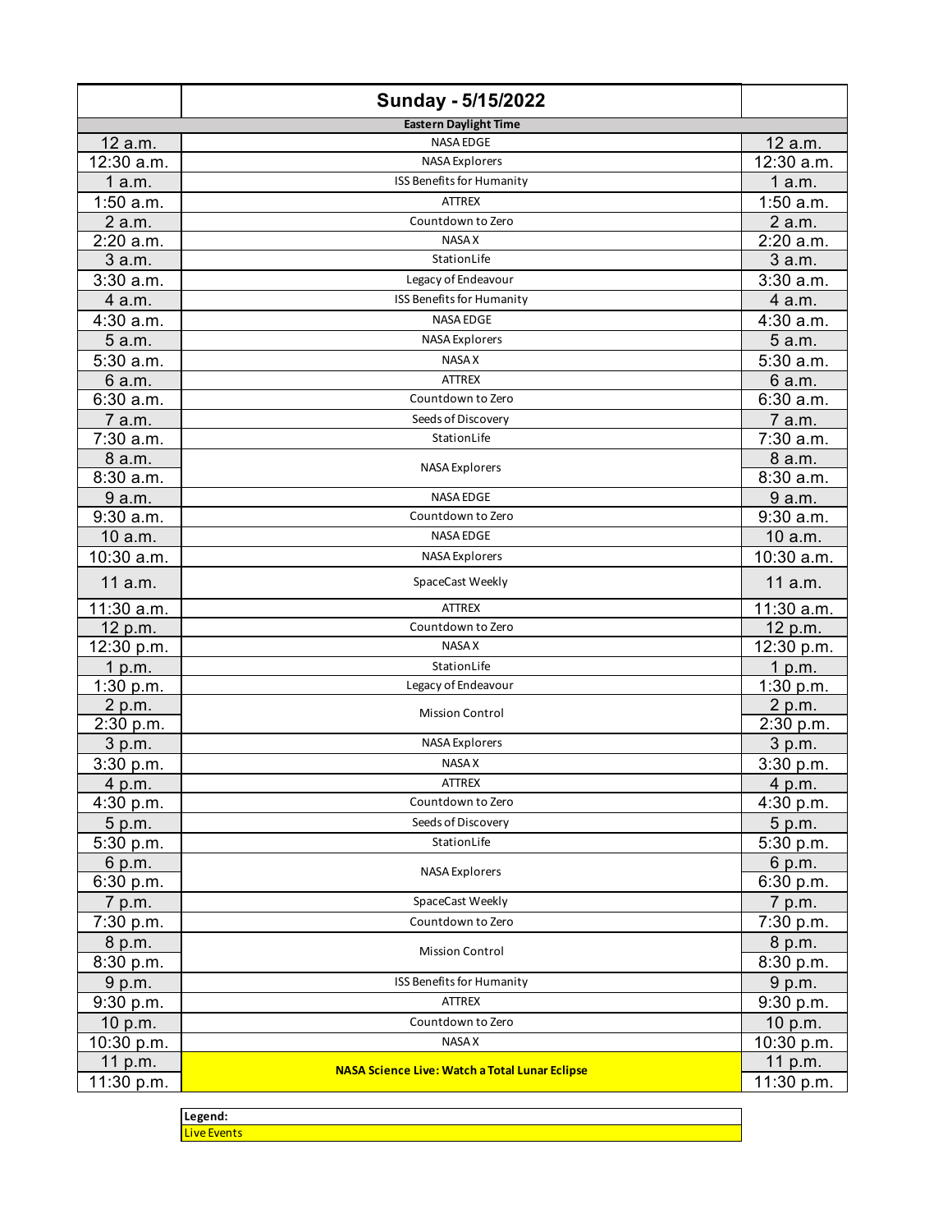| | Sunday - 5/15/2022 | |
|---|---|---|
| | **Eastern Daylight Time** | |
| 12 a.m. | NASA EDGE | 12 a.m. |
| 12:30 a.m. | NASA Explorers | 12:30 a.m. |
| 1 a.m. | ISS Benefits for Humanity | 1 a.m. |
| 1:50 a.m. | ATTREX | 1:50 a.m. |
| 2 a.m. | Countdown to Zero | 2 a.m. |
| 2:20 a.m. | NASA X | 2:20 a.m. |
| 3 a.m. | StationLife | 3 a.m. |
| 3:30 a.m. | Legacy of Endeavour | 3:30 a.m. |
| 4 a.m. | ISS Benefits for Humanity | 4 a.m. |
| 4:30 a.m. | NASA EDGE | 4:30 a.m. |
| 5 a.m. | NASA Explorers | 5 a.m. |
| 5:30 a.m. | NASA X | 5:30 a.m. |
| 6 a.m. | ATTREX | 6 a.m. |
| 6:30 a.m. | Countdown to Zero | 6:30 a.m. |
| 7 a.m. | Seeds of Discovery | 7 a.m. |
| 7:30 a.m. | StationLife | 7:30 a.m. |
| 8 a.m. | NASA Explorers | 8 a.m. |
| 8:30 a.m. | | 8:30 a.m. |
| 9 a.m. | NASA EDGE | 9 a.m. |
| 9:30 a.m. | Countdown to Zero | 9:30 a.m. |
| 10 a.m. | NASA EDGE | 10 a.m. |
| 10:30 a.m. | NASA Explorers | 10:30 a.m. |
| 11 a.m. | SpaceCast Weekly | 11 a.m. |
| 11:30 a.m. | ATTREX | 11:30 a.m. |
| 12 p.m. | Countdown to Zero | 12 p.m. |
| 12:30 p.m. | NASA X | 12:30 p.m. |
| 1 p.m. | StationLife | 1 p.m. |
| 1:30 p.m. | Legacy of Endeavour | 1:30 p.m. |
| 2 p.m. | Mission Control | 2 p.m. |
| 2:30 p.m. | | 2:30 p.m. |
| 3 p.m. | NASA Explorers | 3 p.m. |
| 3:30 p.m. | NASA X | 3:30 p.m. |
| 4 p.m. | ATTREX | 4 p.m. |
| 4:30 p.m. | Countdown to Zero | 4:30 p.m. |
| 5 p.m. | Seeds of Discovery | 5 p.m. |
| 5:30 p.m. | StationLife | 5:30 p.m. |
| 6 p.m. | NASA Explorers | 6 p.m. |
| 6:30 p.m. | | 6:30 p.m. |
| 7 p.m. | SpaceCast Weekly | 7 p.m. |
| 7:30 p.m. | Countdown to Zero | 7:30 p.m. |
| 8 p.m. | Mission Control | 8 p.m. |
| 8:30 p.m. | | 8:30 p.m. |
| 9 p.m. | ISS Benefits for Humanity | 9 p.m. |
| 9:30 p.m. | ATTREX | 9:30 p.m. |
| 10 p.m. | Countdown to Zero | 10 p.m. |
| 10:30 p.m. | NASA X | 10:30 p.m. |
| 11 p.m. | **NASA Science Live: Watch a Total Lunar Eclipse** | 11 p.m. |
| 11:30 p.m. | | 11:30 p.m. |

**Legend:**
Live Events